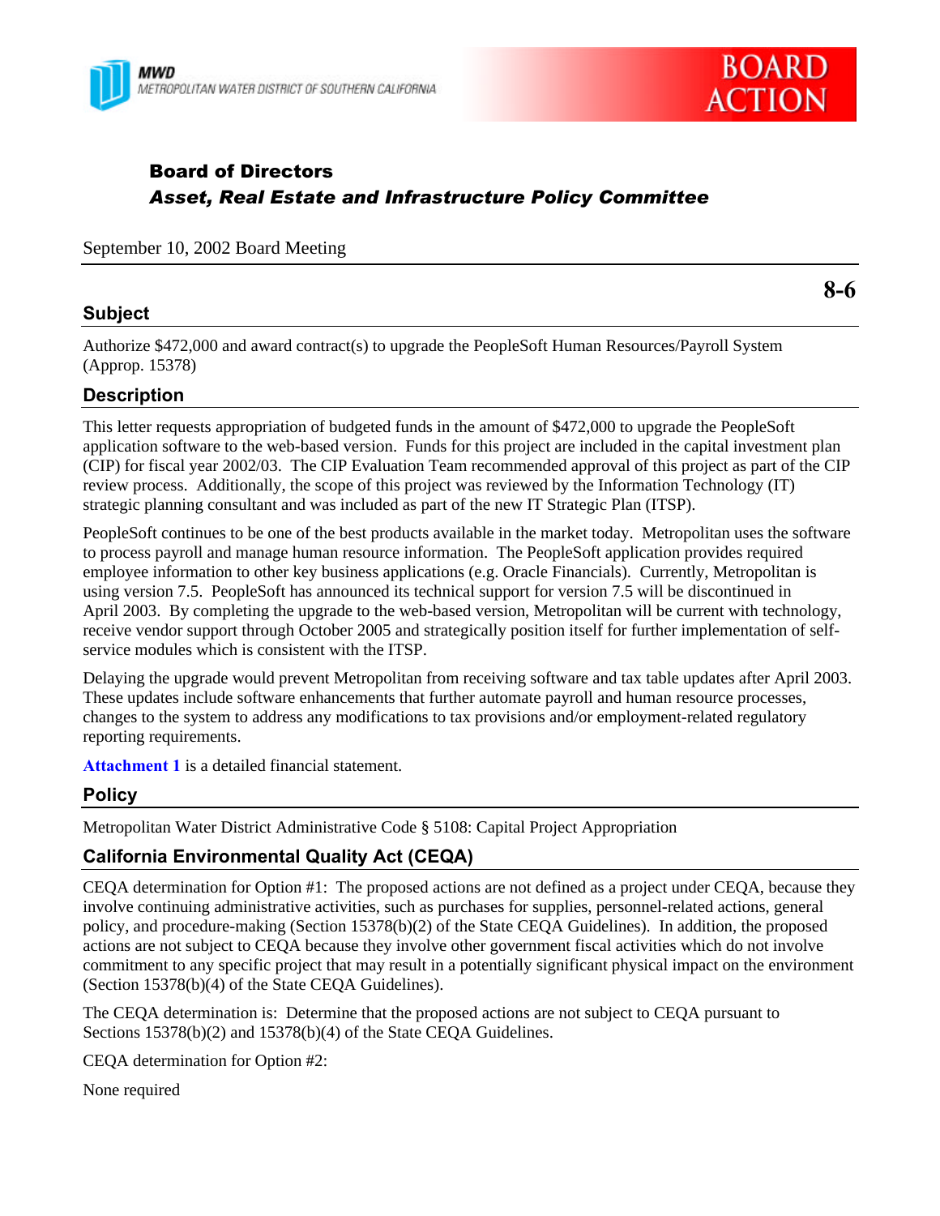MWD
METROPOLITAN WATER DISTRICT OF SOUTHERN CALIFORNIA

BOARD ACTION

# Board of Directors
## *Asset, Real Estate and Infrastructure Policy Committee*

September 10, 2002 Board Meeting

**8-6**

## Subject

Authorize $472,000 and award contract(s) to upgrade the PeopleSoft Human Resources/Payroll System (Approp. 15378)

## Description

This letter requests appropriation of budgeted funds in the amount of $472,000 to upgrade the PeopleSoft application software to the web-based version. Funds for this project are included in the capital investment plan (CIP) for fiscal year 2002/03. The CIP Evaluation Team recommended approval of this project as part of the CIP review process. Additionally, the scope of this project was reviewed by the Information Technology (IT) strategic planning consultant and was included as part of the new IT Strategic Plan (ITSP).

PeopleSoft continues to be one of the best products available in the market today. Metropolitan uses the software to process payroll and manage human resource information. The PeopleSoft application provides required employee information to other key business applications (e.g. Oracle Financials). Currently, Metropolitan is using version 7.5. PeopleSoft has announced its technical support for version 7.5 will be discontinued in April 2003. By completing the upgrade to the web-based version, Metropolitan will be current with technology, receive vendor support through October 2005 and strategically position itself for further implementation of self-service modules which is consistent with the ITSP.

Delaying the upgrade would prevent Metropolitan from receiving software and tax table updates after April 2003. These updates include software enhancements that further automate payroll and human resource processes, changes to the system to address any modifications to tax provisions and/or employment-related regulatory reporting requirements.

**Attachment 1** is a detailed financial statement.

## Policy

Metropolitan Water District Administrative Code § 5108: Capital Project Appropriation

## California Environmental Quality Act (CEQA)

CEQA determination for Option #1: The proposed actions are not defined as a project under CEQA, because they involve continuing administrative activities, such as purchases for supplies, personnel-related actions, general policy, and procedure-making (Section 15378(b)(2) of the State CEQA Guidelines). In addition, the proposed actions are not subject to CEQA because they involve other government fiscal activities which do not involve commitment to any specific project that may result in a potentially significant physical impact on the environment (Section 15378(b)(4) of the State CEQA Guidelines).

The CEQA determination is: Determine that the proposed actions are not subject to CEQA pursuant to Sections 15378(b)(2) and 15378(b)(4) of the State CEQA Guidelines.

CEQA determination for Option #2:

None required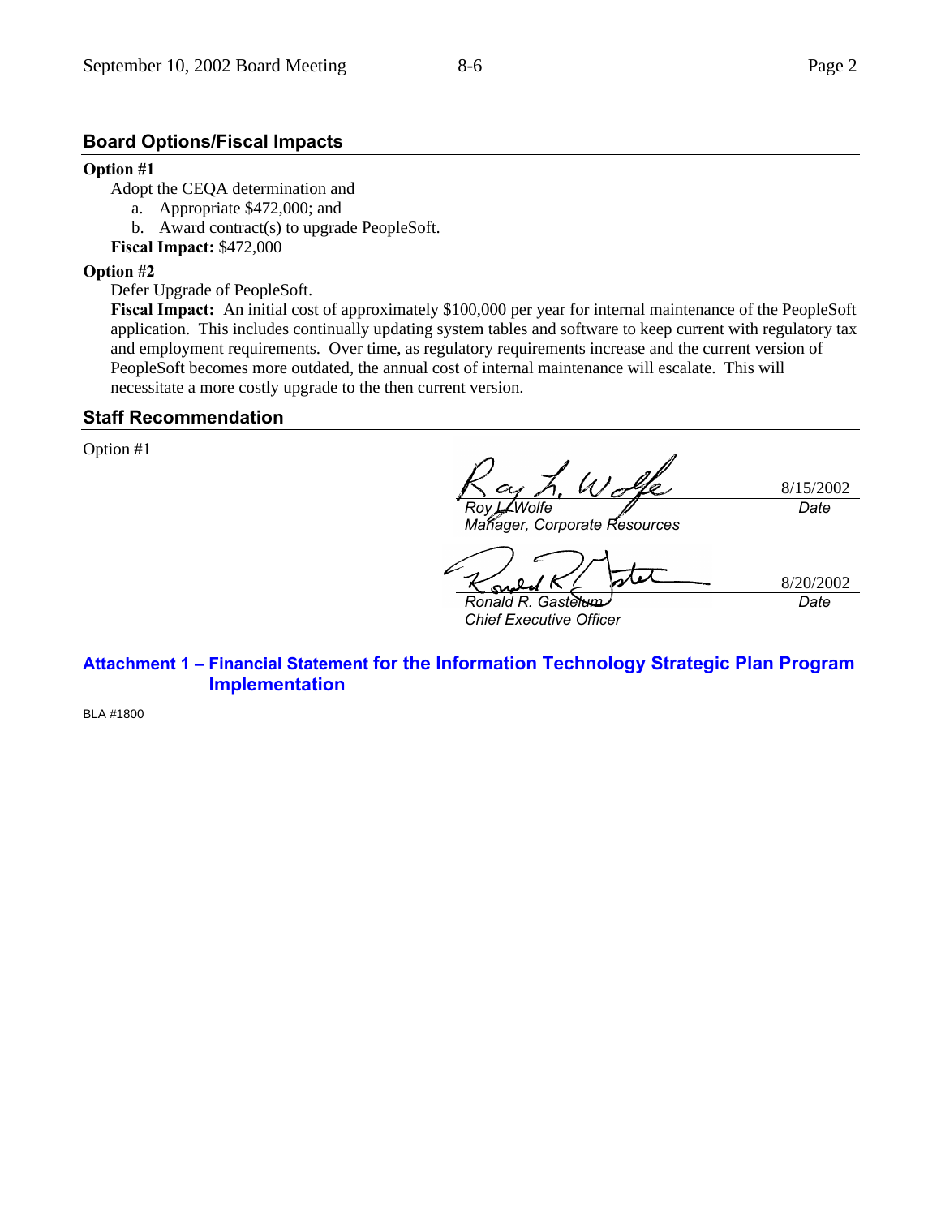## Board Options/Fiscal Impacts

**Option #1**

Adopt the CEQA determination and

a. Appropriate $472,000; and
b. Award contract(s) to upgrade PeopleSoft.

**Fiscal Impact:** $472,000

**Option #2**

Defer Upgrade of PeopleSoft.

**Fiscal Impact:** An initial cost of approximately $100,000 per year for internal maintenance of the PeopleSoft application. This includes continually updating system tables and software to keep current with regulatory tax and employment requirements. Over time, as regulatory requirements increase and the current version of PeopleSoft becomes more outdated, the annual cost of internal maintenance will escalate. This will necessitate a more costly upgrade to the then current version.

## Staff Recommendation

Option #1

| | |
|---|---|
| *Roy L. Wolfe*<br>*Manager, Corporate Resources* | 8/15/2002<br>*Date* |
| *Ronald R. Gastelum*<br>*Chief Executive Officer* | 8/20/2002<br>*Date* |

**Attachment 1 – Financial Statement for the Information Technology Strategic Plan Program Implementation**

BLA #1800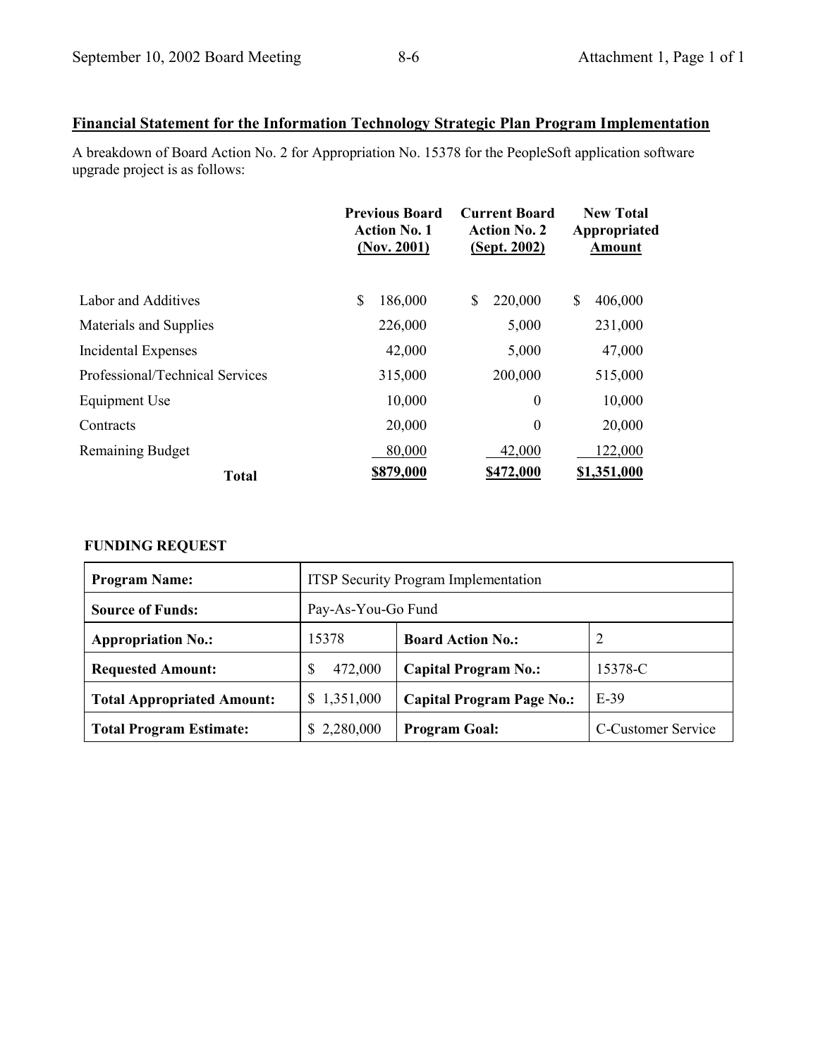## Financial Statement for the Information Technology Strategic Plan Program Implementation

A breakdown of Board Action No. 2 for Appropriation No. 15378 for the PeopleSoft application software upgrade project is as follows:

| | Previous Board Action No. 1 (Nov. 2001) | Current Board Action No. 2 (Sept. 2002) | New Total Appropriated Amount |
|---|---|---|---|
| Labor and Additives | $ 186,000 | $ 220,000 | $ 406,000 |
| Materials and Supplies | 226,000 | 5,000 | 231,000 |
| Incidental Expenses | 42,000 | 5,000 | 47,000 |
| Professional/Technical Services | 315,000 | 200,000 | 515,000 |
| Equipment Use | 10,000 | 0 | 10,000 |
| Contracts | 20,000 | 0 | 20,000 |
| Remaining Budget | 80,000 | 42,000 | 122,000 |
| **Total** | **$879,000** | **$472,000** | **$1,351,000** |

**FUNDING REQUEST**

| | | | |
|---|---|---|---|
| **Program Name:** | ITSP Security Program Implementation | | |
| **Source of Funds:** | Pay-As-You-Go Fund | | |
| **Appropriation No.:** | 15378 | **Board Action No.:** | 2 |
| **Requested Amount:** | $ 472,000 | **Capital Program No.:** | 15378-C |
| **Total Appropriated Amount:** | $ 1,351,000 | **Capital Program Page No.:** | E-39 |
| **Total Program Estimate:** | $ 2,280,000 | **Program Goal:** | C-Customer Service |